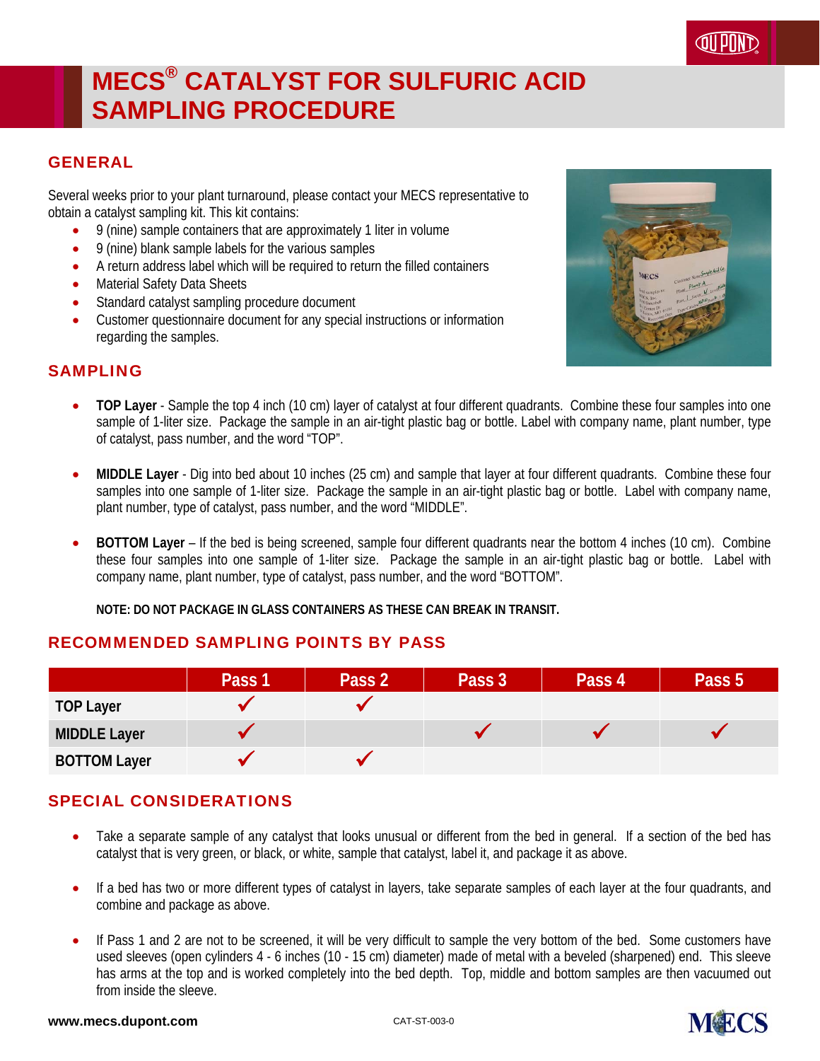# MECS® CATALYST FOR SULFURIC ACID SAMPLING PROCEDURE

## GENERAL

Several weeks prior to your plant turnaround, please contact your MECS representative to obtain a catalyst sampling kit. This kit contains:

- 9 (nine) sample containers that are approximately 1 liter in volume
- 9 (nine) blank sample labels for the various samples
- A return address label which will be required to return the filled containers
- Material Safety Data Sheets
- Standard catalyst sampling procedure document
- Customer questionnaire document for any special instructions or information regarding the samples.

## SAMPLING

- **TOP Layer** - Sample the top 4 inch (10 cm) layer of catalyst at four different quadrants. Combine these four samples into one sample of 1-liter size. Package the sample in an air-tight plastic bag or bottle. Label with company name, plant number, type of catalyst, pass number, and the word "TOP".

- **MIDDLE Layer** - Dig into bed about 10 inches (25 cm) and sample that layer at four different quadrants. Combine these four samples into one sample of 1-liter size. Package the sample in an air-tight plastic bag or bottle. Label with company name, plant number, type of catalyst, pass number, and the word "MIDDLE".

- **BOTTOM Layer** – If the bed is being screened, sample four different quadrants near the bottom 4 inches (10 cm). Combine these four samples into one sample of 1-liter size. Package the sample in an air-tight plastic bag or bottle. Label with company name, plant number, type of catalyst, pass number, and the word "BOTTOM".

**NOTE: DO NOT PACKAGE IN GLASS CONTAINERS AS THESE CAN BREAK IN TRANSIT.**

## RECOMMENDED SAMPLING POINTS BY PASS

| | Pass 1 | Pass 2 | Pass 3 | Pass 4 | Pass 5 |
|---|---|---|---|---|---|
| **TOP Layer** | ✓ | ✓ | | | |
| **MIDDLE Layer** | ✓ | | ✓ | ✓ | ✓ |
| **BOTTOM Layer** | ✓ | ✓ | | | |

## SPECIAL CONSIDERATIONS

- Take a separate sample of any catalyst that looks unusual or different from the bed in general. If a section of the bed has catalyst that is very green, or black, or white, sample that catalyst, label it, and package it as above.

- If a bed has two or more different types of catalyst in layers, take separate samples of each layer at the four quadrants, and combine and package as above.

- If Pass 1 and 2 are not to be screened, it will be very difficult to sample the very bottom of the bed. Some customers have used sleeves (open cylinders 4 - 6 inches (10 - 15 cm) diameter) made of metal with a beveled (sharpened) end. This sleeve has arms at the top and is worked completely into the bed depth. Top, middle and bottom samples are then vacuumed out from inside the sleeve.

www.mecs.dupont.com

CAT-ST-003-0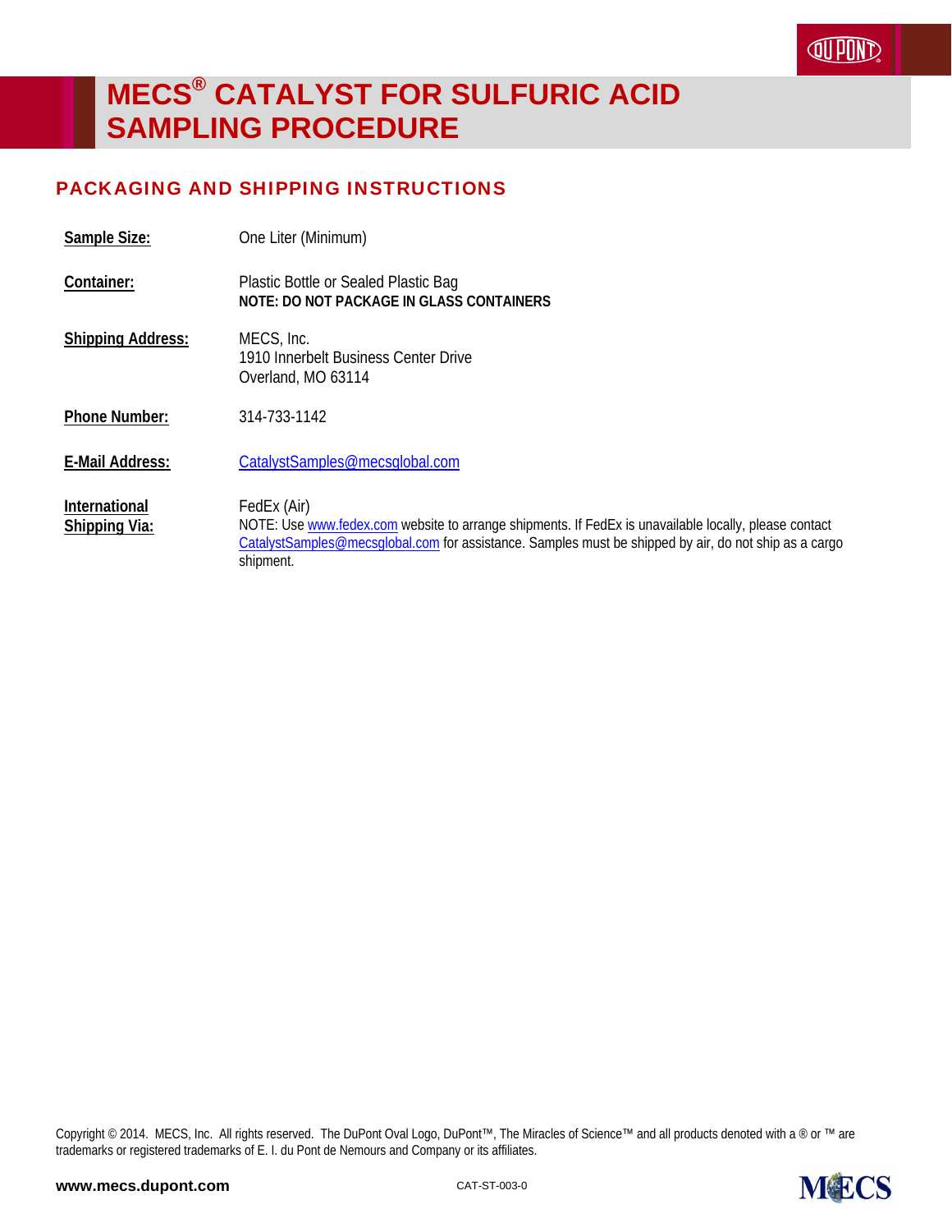# MECS® CATALYST FOR SULFURIC ACID SAMPLING PROCEDURE

## PACKAGING AND SHIPPING INSTRUCTIONS

| | |
|---|---|
| **Sample Size:** | One Liter (Minimum) |
| **Container:** | Plastic Bottle or Sealed Plastic Bag<br>**NOTE: DO NOT PACKAGE IN GLASS CONTAINERS** |
| **Shipping Address:** | MECS, Inc.<br>1910 Innerbelt Business Center Drive<br>Overland, MO 63114 |
| **Phone Number:** | 314-733-1142 |
| **E-Mail Address:** | CatalystSamples@mecsglobal.com |
| **International Shipping Via:** | FedEx (Air)<br>NOTE: Use www.fedex.com website to arrange shipments. If FedEx is unavailable locally, please contact CatalystSamples@mecsglobal.com for assistance. Samples must be shipped by air, do not ship as a cargo shipment. |

Copyright © 2014. MECS, Inc. All rights reserved. The DuPont Oval Logo, DuPont™, The Miracles of Science™ and all products denoted with a ® or ™ are trademarks or registered trademarks of E. I. du Pont de Nemours and Company or its affiliates.

www.mecs.dupont.com

CAT-ST-003-0